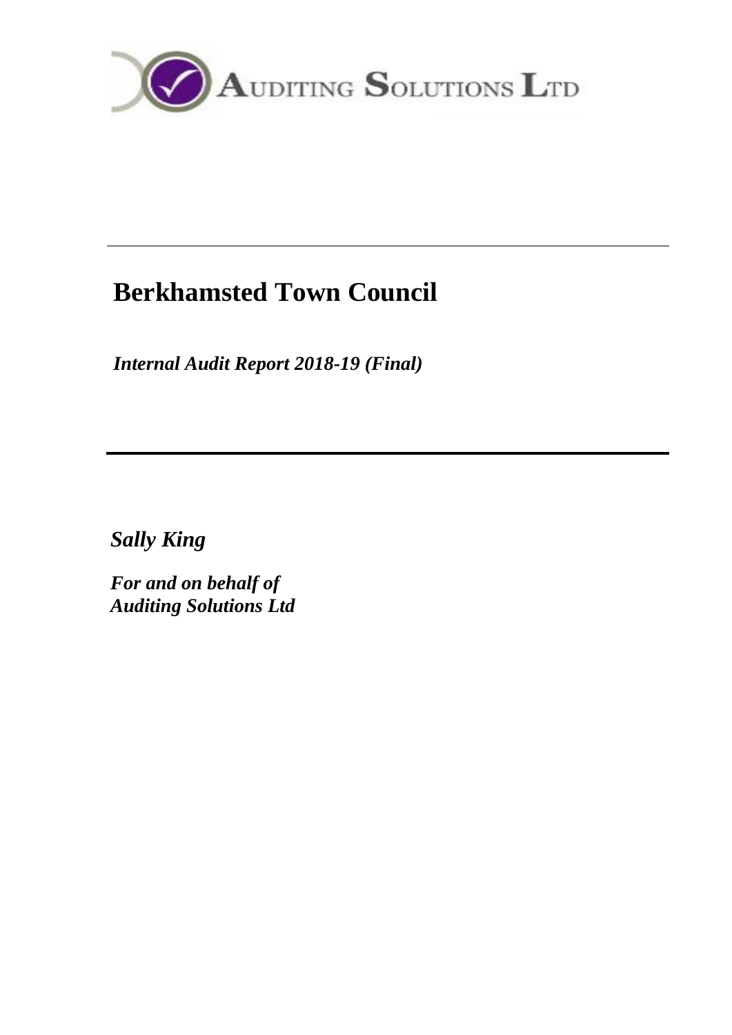AUDITING SOLUTIONS LTD

# Berkhamsted Town Council

***Internal Audit Report 2018-19 (Final)***

***Sally King***

***For and on behalf of***
***Auditing Solutions Ltd***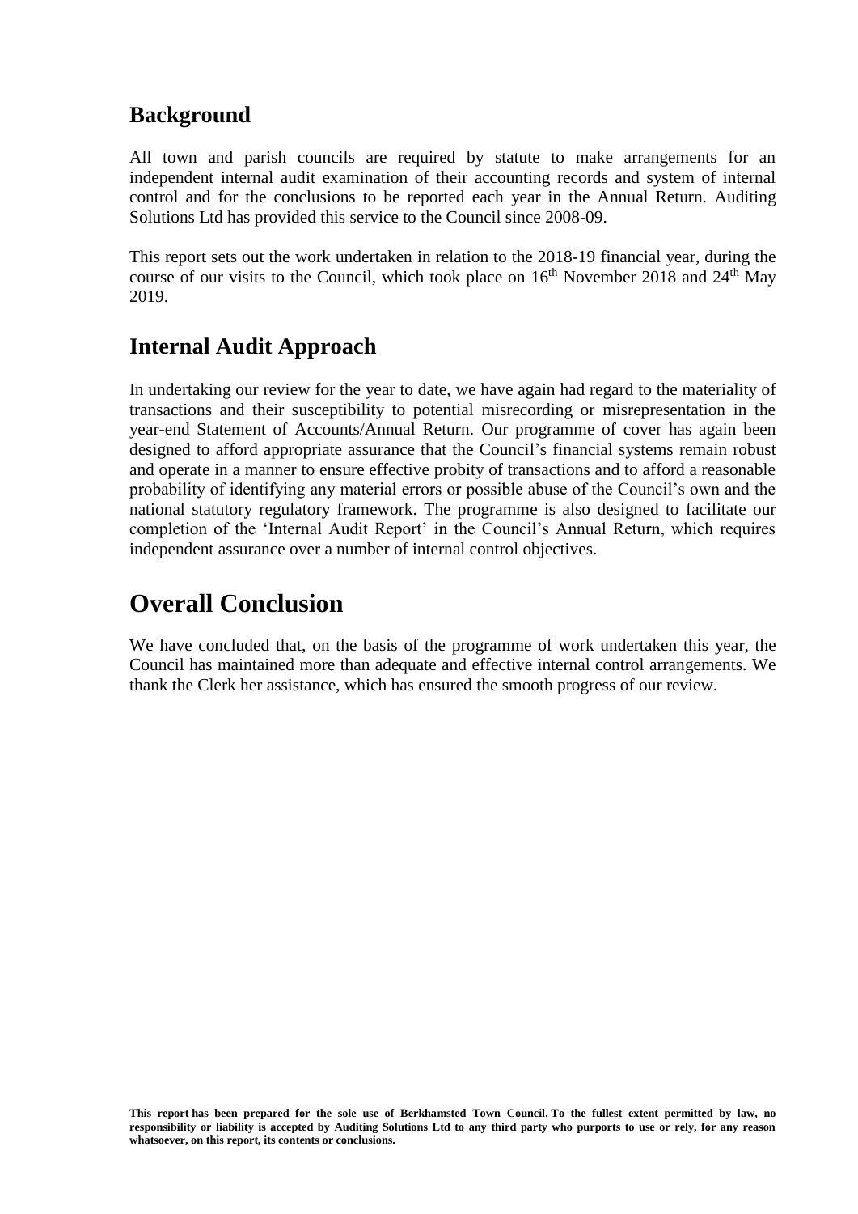## Background

All town and parish councils are required by statute to make arrangements for an independent internal audit examination of their accounting records and system of internal control and for the conclusions to be reported each year in the Annual Return. Auditing Solutions Ltd has provided this service to the Council since 2008-09.

This report sets out the work undertaken in relation to the 2018-19 financial year, during the course of our visits to the Council, which took place on 16th November 2018 and 24th May 2019.

## Internal Audit Approach

In undertaking our review for the year to date, we have again had regard to the materiality of transactions and their susceptibility to potential misrecording or misrepresentation in the year-end Statement of Accounts/Annual Return. Our programme of cover has again been designed to afford appropriate assurance that the Council's financial systems remain robust and operate in a manner to ensure effective probity of transactions and to afford a reasonable probability of identifying any material errors or possible abuse of the Council's own and the national statutory regulatory framework. The programme is also designed to facilitate our completion of the 'Internal Audit Report' in the Council's Annual Return, which requires independent assurance over a number of internal control objectives.

# Overall Conclusion

We have concluded that, on the basis of the programme of work undertaken this year, the Council has maintained more than adequate and effective internal control arrangements. We thank the Clerk her assistance, which has ensured the smooth progress of our review.

**This report has been prepared for the sole use of Berkhamsted Town Council. To the fullest extent permitted by law, no responsibility or liability is accepted by Auditing Solutions Ltd to any third party who purports to use or rely, for any reason whatsoever, on this report, its contents or conclusions.**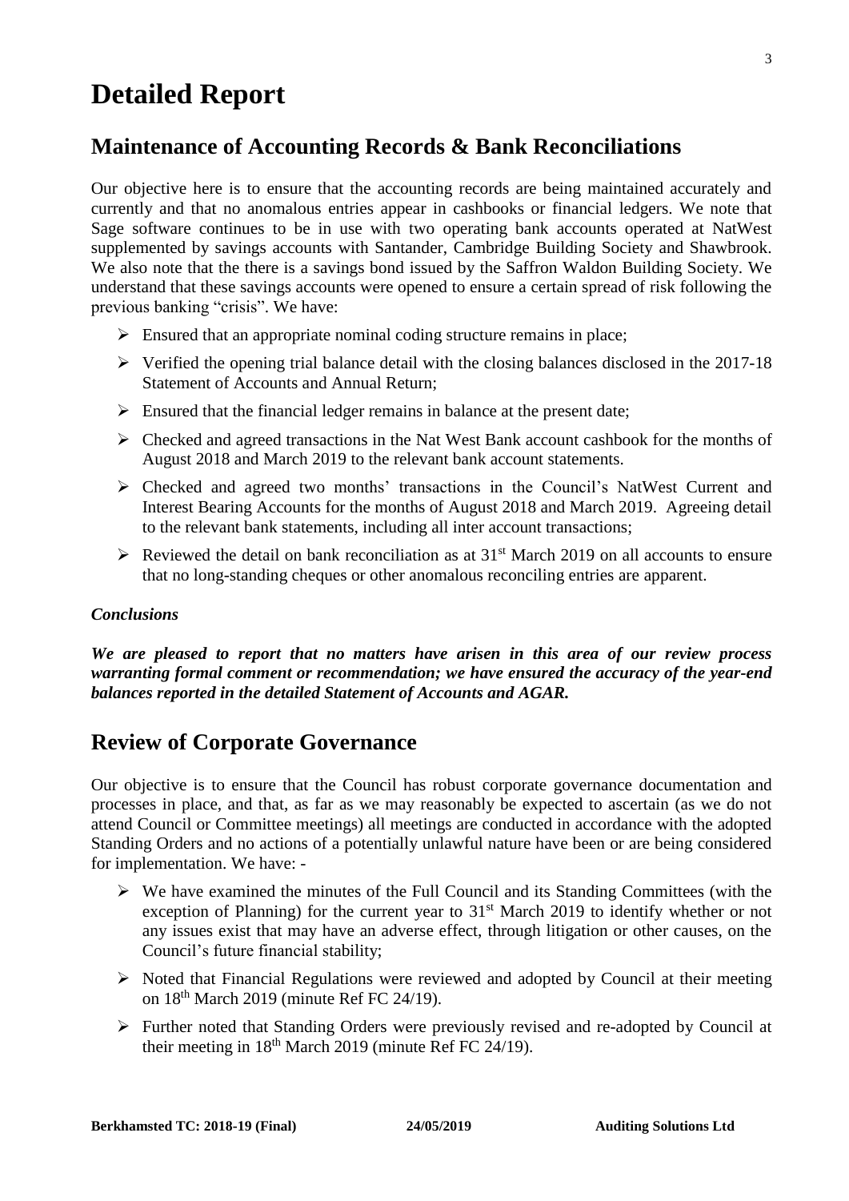# Detailed Report

## Maintenance of Accounting Records & Bank Reconciliations

Our objective here is to ensure that the accounting records are being maintained accurately and currently and that no anomalous entries appear in cashbooks or financial ledgers. We note that Sage software continues to be in use with two operating bank accounts operated at NatWest supplemented by savings accounts with Santander, Cambridge Building Society and Shawbrook. We also note that the there is a savings bond issued by the Saffron Waldon Building Society. We understand that these savings accounts were opened to ensure a certain spread of risk following the previous banking "crisis". We have:

- Ensured that an appropriate nominal coding structure remains in place;
- Verified the opening trial balance detail with the closing balances disclosed in the 2017-18 Statement of Accounts and Annual Return;
- Ensured that the financial ledger remains in balance at the present date;
- Checked and agreed transactions in the Nat West Bank account cashbook for the months of August 2018 and March 2019 to the relevant bank account statements.
- Checked and agreed two months' transactions in the Council's NatWest Current and Interest Bearing Accounts for the months of August 2018 and March 2019. Agreeing detail to the relevant bank statements, including all inter account transactions;
- Reviewed the detail on bank reconciliation as at 31st March 2019 on all accounts to ensure that no long-standing cheques or other anomalous reconciling entries are apparent.

### *Conclusions*

***We are pleased to report that no matters have arisen in this area of our review process warranting formal comment or recommendation; we have ensured the accuracy of the year-end balances reported in the detailed Statement of Accounts and AGAR.***

## Review of Corporate Governance

Our objective is to ensure that the Council has robust corporate governance documentation and processes in place, and that, as far as we may reasonably be expected to ascertain (as we do not attend Council or Committee meetings) all meetings are conducted in accordance with the adopted Standing Orders and no actions of a potentially unlawful nature have been or are being considered for implementation. We have: -

- We have examined the minutes of the Full Council and its Standing Committees (with the exception of Planning) for the current year to 31st March 2019 to identify whether or not any issues exist that may have an adverse effect, through litigation or other causes, on the Council's future financial stability;
- Noted that Financial Regulations were reviewed and adopted by Council at their meeting on 18th March 2019 (minute Ref FC 24/19).
- Further noted that Standing Orders were previously revised and re-adopted by Council at their meeting in 18th March 2019 (minute Ref FC 24/19).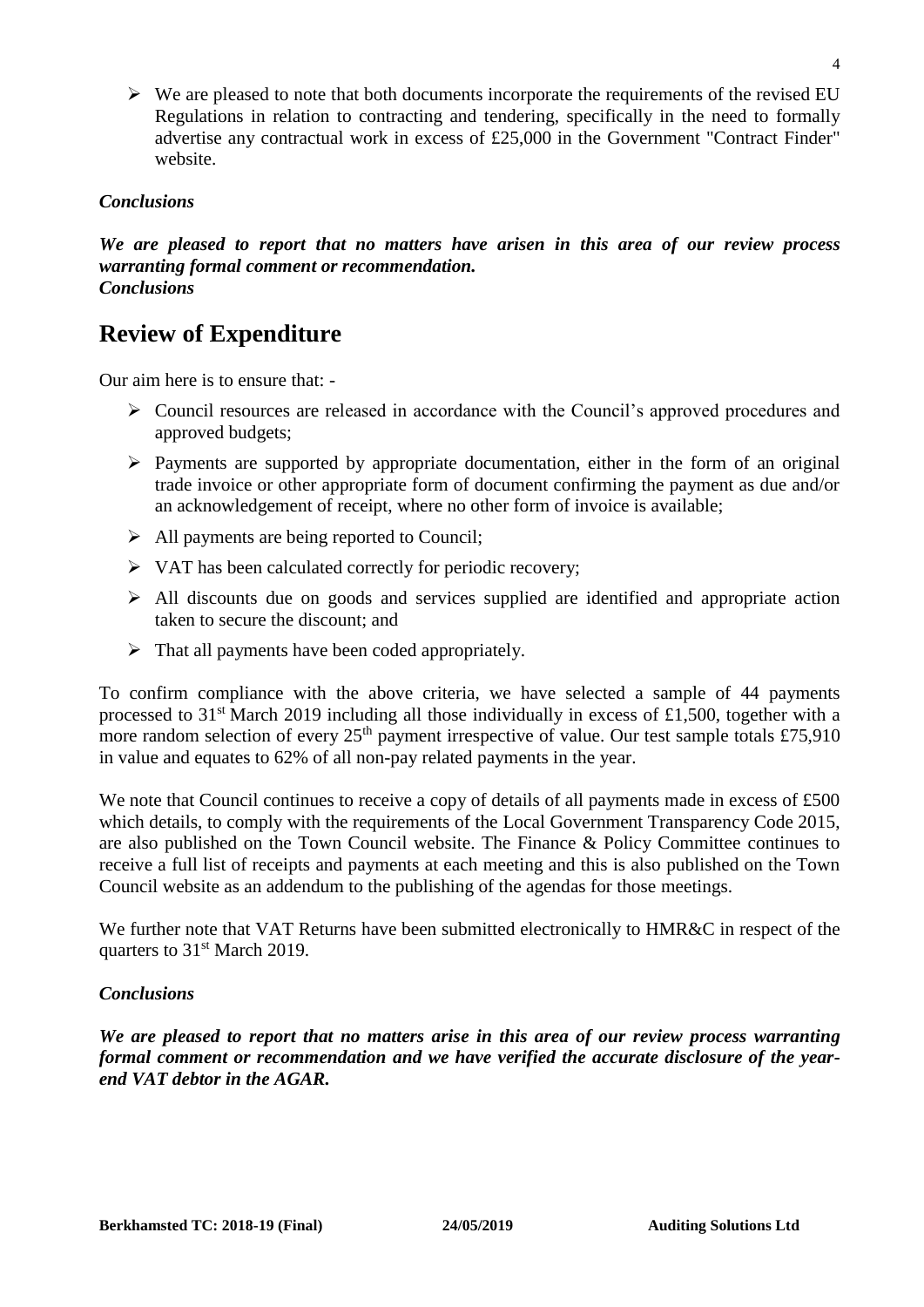- We are pleased to note that both documents incorporate the requirements of the revised EU Regulations in relation to contracting and tendering, specifically in the need to formally advertise any contractual work in excess of £25,000 in the Government "Contract Finder" website.

### *Conclusions*

***We are pleased to report that no matters have arisen in this area of our review process warranting formal comment or recommendation.***

### *Conclusions*

## Review of Expenditure

Our aim here is to ensure that: -

- Council resources are released in accordance with the Council's approved procedures and approved budgets;
- Payments are supported by appropriate documentation, either in the form of an original trade invoice or other appropriate form of document confirming the payment as due and/or an acknowledgement of receipt, where no other form of invoice is available;
- All payments are being reported to Council;
- VAT has been calculated correctly for periodic recovery;
- All discounts due on goods and services supplied are identified and appropriate action taken to secure the discount; and
- That all payments have been coded appropriately.

To confirm compliance with the above criteria, we have selected a sample of 44 payments processed to 31st March 2019 including all those individually in excess of £1,500, together with a more random selection of every 25th payment irrespective of value. Our test sample totals £75,910 in value and equates to 62% of all non-pay related payments in the year.

We note that Council continues to receive a copy of details of all payments made in excess of £500 which details, to comply with the requirements of the Local Government Transparency Code 2015, are also published on the Town Council website. The Finance & Policy Committee continues to receive a full list of receipts and payments at each meeting and this is also published on the Town Council website as an addendum to the publishing of the agendas for those meetings.

We further note that VAT Returns have been submitted electronically to HMR&C in respect of the quarters to 31st March 2019.

### *Conclusions*

***We are pleased to report that no matters arise in this area of our review process warranting formal comment or recommendation and we have verified the accurate disclosure of the year-end VAT debtor in the AGAR.***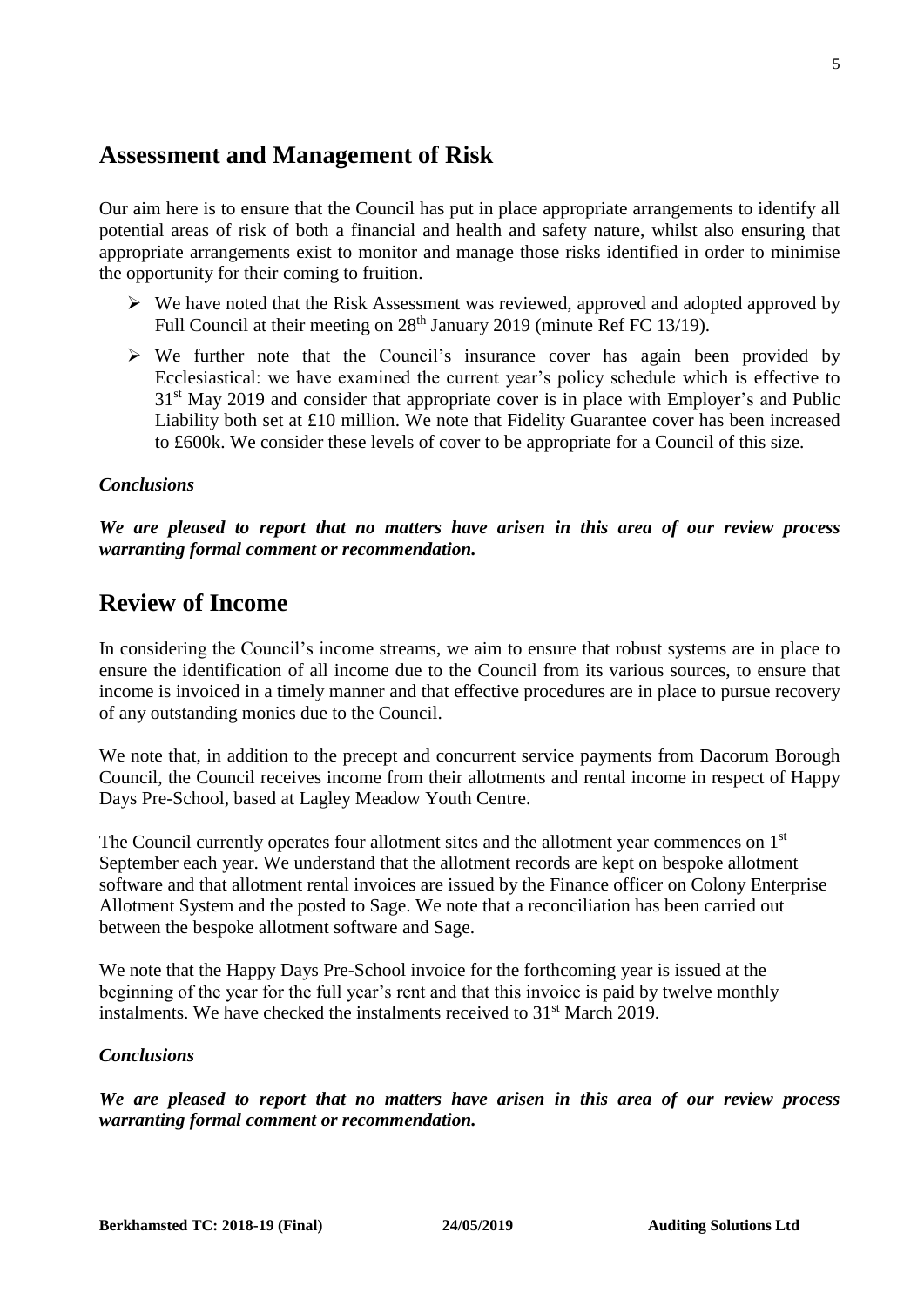## Assessment and Management of Risk

Our aim here is to ensure that the Council has put in place appropriate arrangements to identify all potential areas of risk of both a financial and health and safety nature, whilst also ensuring that appropriate arrangements exist to monitor and manage those risks identified in order to minimise the opportunity for their coming to fruition.

- We have noted that the Risk Assessment was reviewed, approved and adopted approved by Full Council at their meeting on 28th January 2019 (minute Ref FC 13/19).
- We further note that the Council's insurance cover has again been provided by Ecclesiastical: we have examined the current year's policy schedule which is effective to 31st May 2019 and consider that appropriate cover is in place with Employer's and Public Liability both set at £10 million. We note that Fidelity Guarantee cover has been increased to £600k. We consider these levels of cover to be appropriate for a Council of this size.

### *Conclusions*

***We are pleased to report that no matters have arisen in this area of our review process warranting formal comment or recommendation.***

## Review of Income

In considering the Council's income streams, we aim to ensure that robust systems are in place to ensure the identification of all income due to the Council from its various sources, to ensure that income is invoiced in a timely manner and that effective procedures are in place to pursue recovery of any outstanding monies due to the Council.

We note that, in addition to the precept and concurrent service payments from Dacorum Borough Council, the Council receives income from their allotments and rental income in respect of Happy Days Pre-School, based at Lagley Meadow Youth Centre.

The Council currently operates four allotment sites and the allotment year commences on 1st September each year. We understand that the allotment records are kept on bespoke allotment software and that allotment rental invoices are issued by the Finance officer on Colony Enterprise Allotment System and the posted to Sage. We note that a reconciliation has been carried out between the bespoke allotment software and Sage.

We note that the Happy Days Pre-School invoice for the forthcoming year is issued at the beginning of the year for the full year's rent and that this invoice is paid by twelve monthly instalments. We have checked the instalments received to 31st March 2019.

### *Conclusions*

***We are pleased to report that no matters have arisen in this area of our review process warranting formal comment or recommendation.***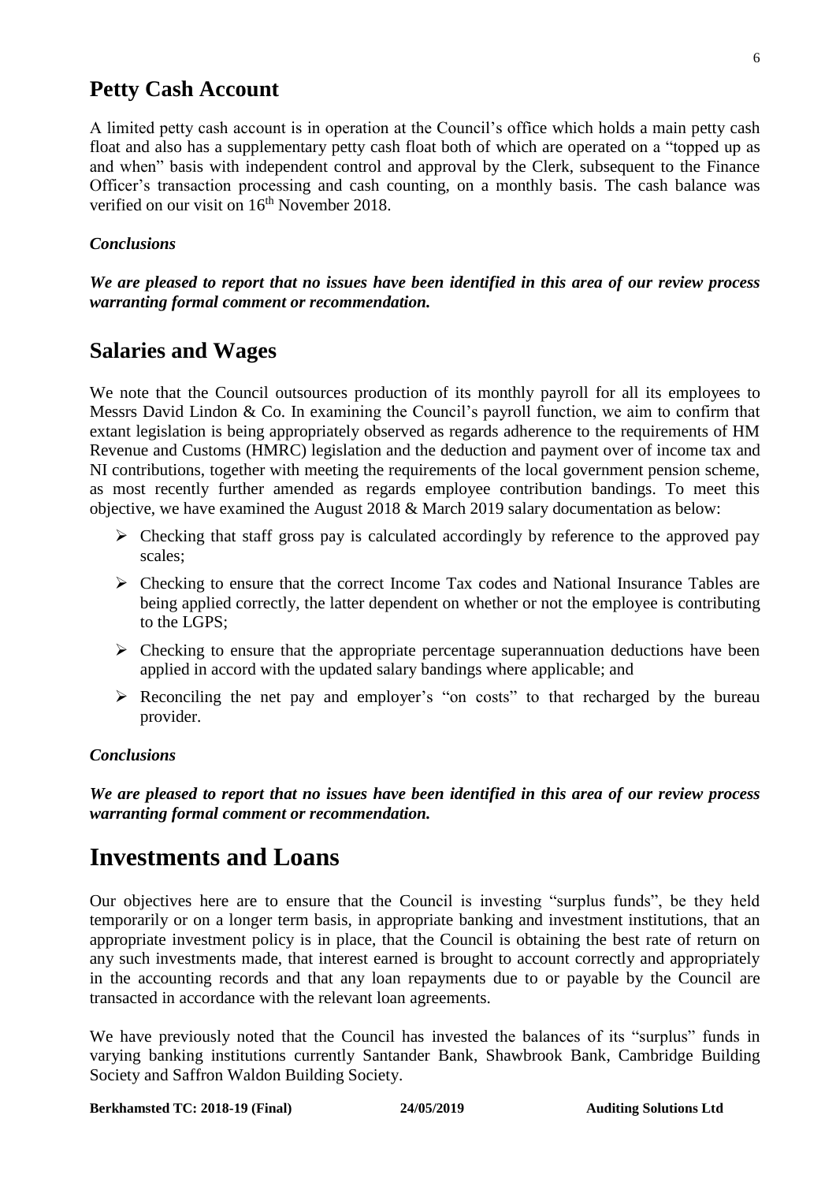## Petty Cash Account

A limited petty cash account is in operation at the Council's office which holds a main petty cash float and also has a supplementary petty cash float both of which are operated on a "topped up as and when" basis with independent control and approval by the Clerk, subsequent to the Finance Officer's transaction processing and cash counting, on a monthly basis. The cash balance was verified on our visit on 16th November 2018.

### *Conclusions*

***We are pleased to report that no issues have been identified in this area of our review process warranting formal comment or recommendation.***

## Salaries and Wages

We note that the Council outsources production of its monthly payroll for all its employees to Messrs David Lindon & Co. In examining the Council's payroll function, we aim to confirm that extant legislation is being appropriately observed as regards adherence to the requirements of HM Revenue and Customs (HMRC) legislation and the deduction and payment over of income tax and NI contributions, together with meeting the requirements of the local government pension scheme, as most recently further amended as regards employee contribution bandings. To meet this objective, we have examined the August 2018 & March 2019 salary documentation as below:

- Checking that staff gross pay is calculated accordingly by reference to the approved pay scales;
- Checking to ensure that the correct Income Tax codes and National Insurance Tables are being applied correctly, the latter dependent on whether or not the employee is contributing to the LGPS;
- Checking to ensure that the appropriate percentage superannuation deductions have been applied in accord with the updated salary bandings where applicable; and
- Reconciling the net pay and employer's "on costs" to that recharged by the bureau provider.

### *Conclusions*

***We are pleased to report that no issues have been identified in this area of our review process warranting formal comment or recommendation.***

# Investments and Loans

Our objectives here are to ensure that the Council is investing "surplus funds", be they held temporarily or on a longer term basis, in appropriate banking and investment institutions, that an appropriate investment policy is in place, that the Council is obtaining the best rate of return on any such investments made, that interest earned is brought to account correctly and appropriately in the accounting records and that any loan repayments due to or payable by the Council are transacted in accordance with the relevant loan agreements.

We have previously noted that the Council has invested the balances of its "surplus" funds in varying banking institutions currently Santander Bank, Shawbrook Bank, Cambridge Building Society and Saffron Waldon Building Society.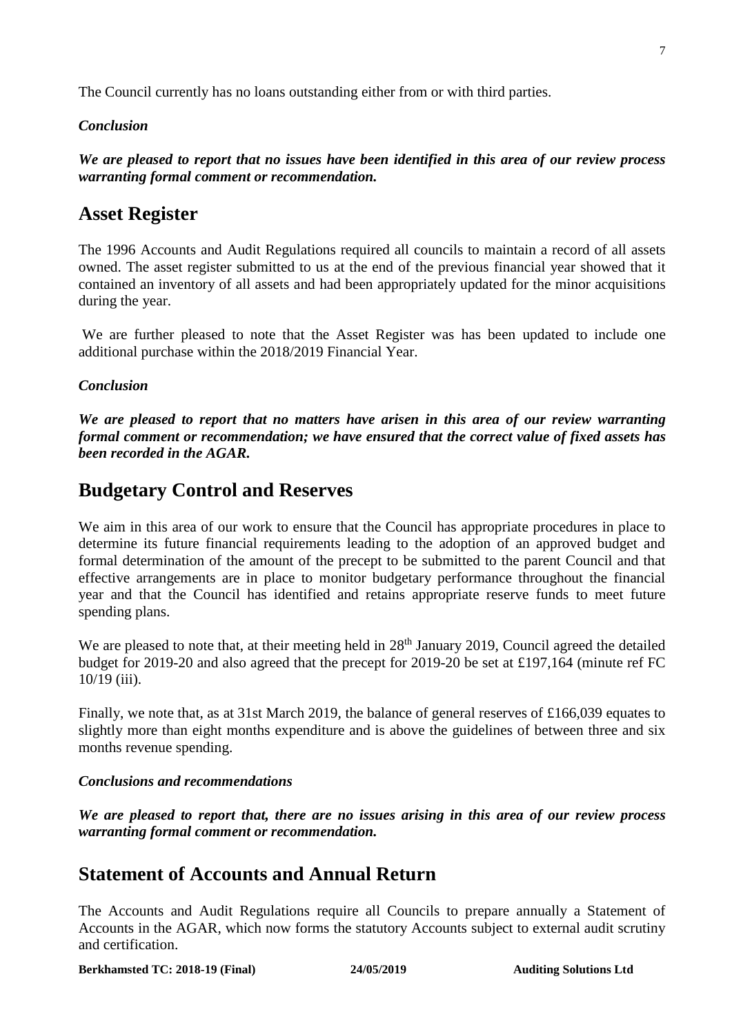The Council currently has no loans outstanding either from or with third parties.

***Conclusion***

***We are pleased to report that no issues have been identified in this area of our review process warranting formal comment or recommendation.***

## Asset Register

The 1996 Accounts and Audit Regulations required all councils to maintain a record of all assets owned. The asset register submitted to us at the end of the previous financial year showed that it contained an inventory of all assets and had been appropriately updated for the minor acquisitions during the year.

We are further pleased to note that the Asset Register was has been updated to include one additional purchase within the 2018/2019 Financial Year.

***Conclusion***

***We are pleased to report that no matters have arisen in this area of our review warranting formal comment or recommendation; we have ensured that the correct value of fixed assets has been recorded in the AGAR.***

## Budgetary Control and Reserves

We aim in this area of our work to ensure that the Council has appropriate procedures in place to determine its future financial requirements leading to the adoption of an approved budget and formal determination of the amount of the precept to be submitted to the parent Council and that effective arrangements are in place to monitor budgetary performance throughout the financial year and that the Council has identified and retains appropriate reserve funds to meet future spending plans.

We are pleased to note that, at their meeting held in 28th January 2019, Council agreed the detailed budget for 2019-20 and also agreed that the precept for 2019-20 be set at £197,164 (minute ref FC 10/19 (iii).

Finally, we note that, as at 31st March 2019, the balance of general reserves of £166,039 equates to slightly more than eight months expenditure and is above the guidelines of between three and six months revenue spending.

***Conclusions and recommendations***

***We are pleased to report that, there are no issues arising in this area of our review process warranting formal comment or recommendation.***

## Statement of Accounts and Annual Return

The Accounts and Audit Regulations require all Councils to prepare annually a Statement of Accounts in the AGAR, which now forms the statutory Accounts subject to external audit scrutiny and certification.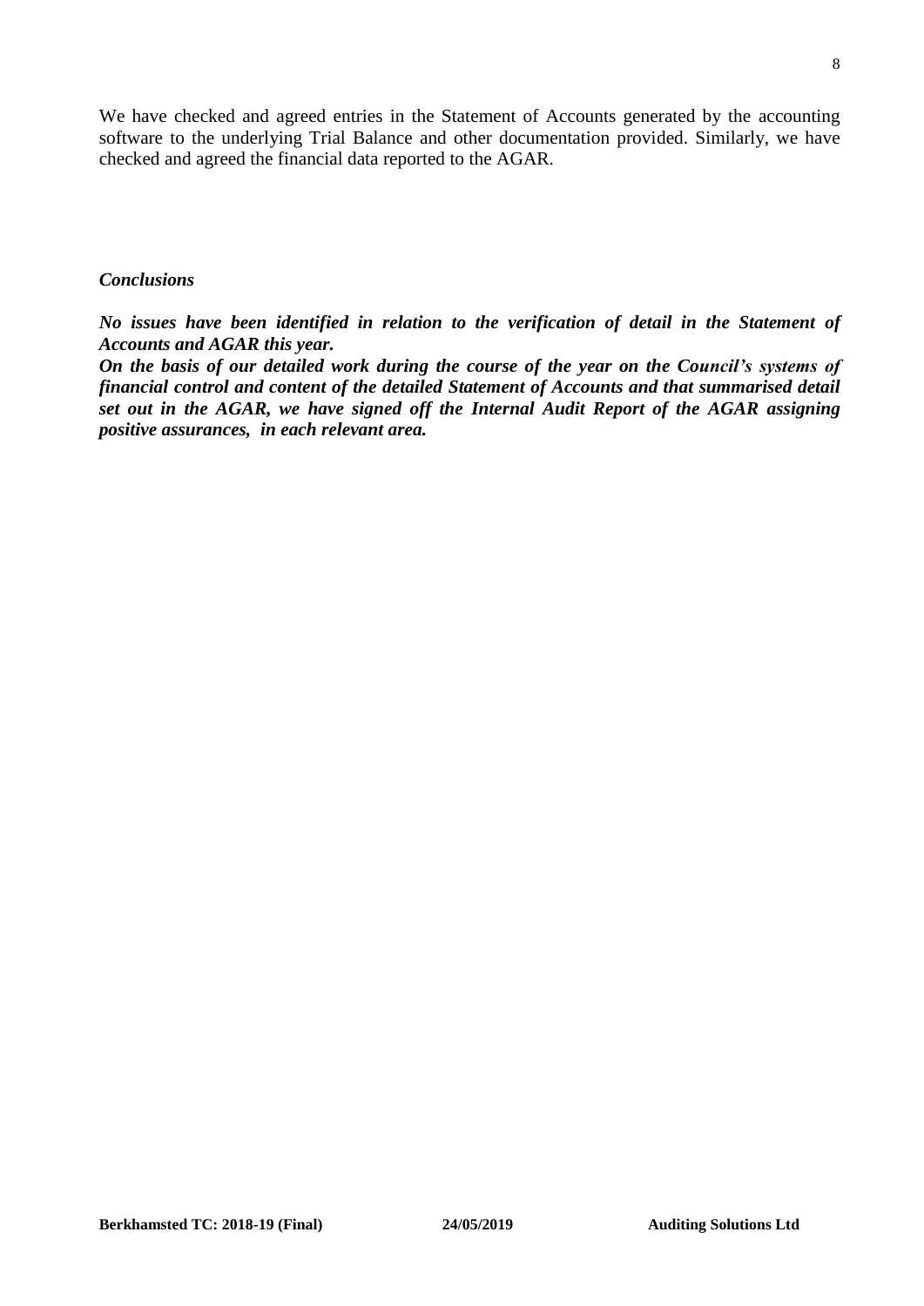We have checked and agreed entries in the Statement of Accounts generated by the accounting software to the underlying Trial Balance and other documentation provided. Similarly, we have checked and agreed the financial data reported to the AGAR.

***Conclusions***

***No issues have been identified in relation to the verification of detail in the Statement of Accounts and AGAR this year.***

***On the basis of our detailed work during the course of the year on the Council's systems of financial control and content of the detailed Statement of Accounts and that summarised detail set out in the AGAR, we have signed off the Internal Audit Report of the AGAR assigning positive assurances, in each relevant area.***